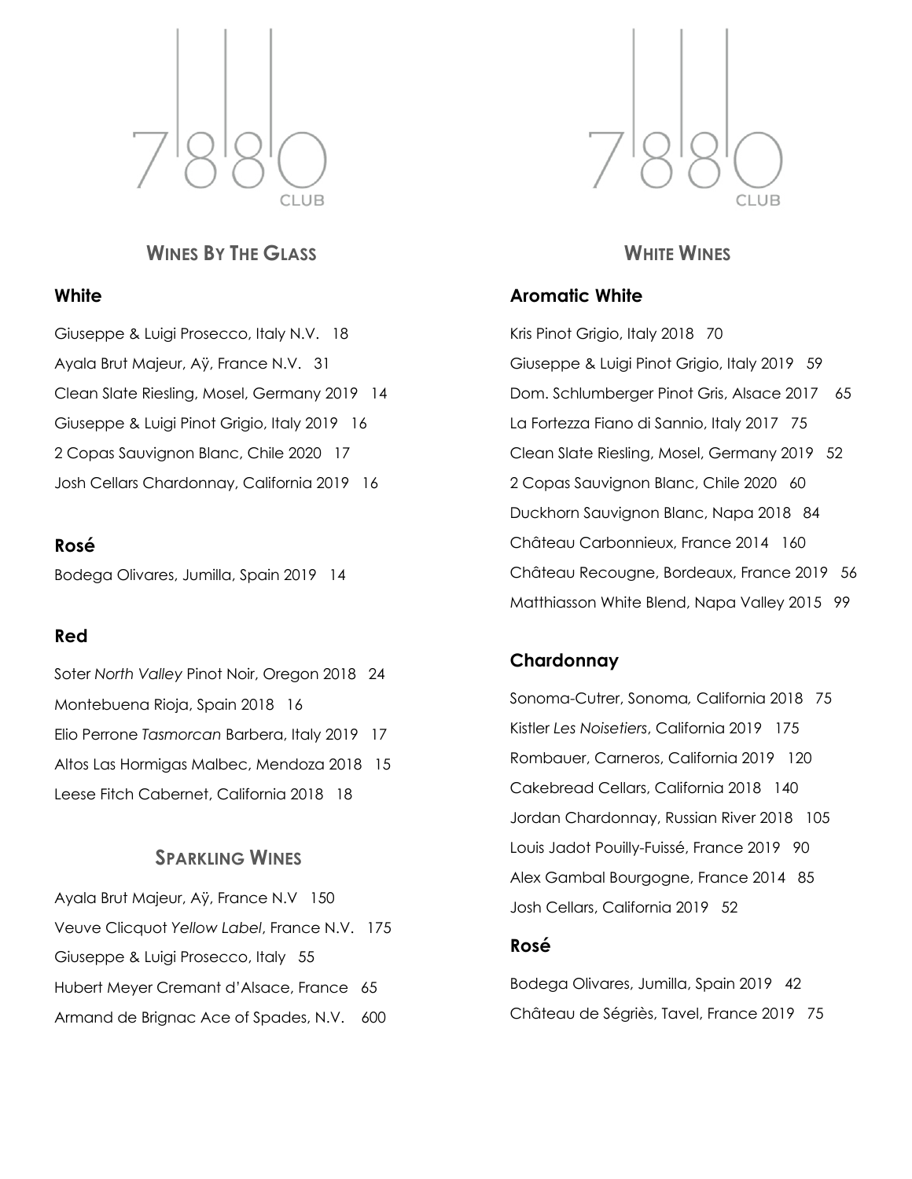7|8|8|0 CLUB

## WINES BY THE GLASS

### White

Giuseppe & Luigi Prosecco, Italy N.V. 18

Ayala Brut Majeur, Aÿ, France N.V. 31

Clean Slate Riesling, Mosel, Germany 2019 14

Giuseppe & Luigi Pinot Grigio, Italy 2019 16

2 Copas Sauvignon Blanc, Chile 2020 17

Josh Cellars Chardonnay, California 2019 16

### Rosé

Bodega Olivares, Jumilla, Spain 2019 14

### Red

Soter *North Valley* Pinot Noir, Oregon 2018 24

Montebuena Rioja, Spain 2018 16

Elio Perrone *Tasmorcan* Barbera, Italy 2019 17

Altos Las Hormigas Malbec, Mendoza 2018 15

Leese Fitch Cabernet, California 2018 18

## SPARKLING WINES

Ayala Brut Majeur, Aÿ, France N.V 150

Veuve Clicquot *Yellow Label*, France N.V. 175

Giuseppe & Luigi Prosecco, Italy 55

Hubert Meyer Cremant d'Alsace, France 65

Armand de Brignac Ace of Spades, N.V. 600

7|8|8|0 CLUB

## WHITE WINES

### Aromatic White

Kris Pinot Grigio, Italy 2018 70

Giuseppe & Luigi Pinot Grigio, Italy 2019 59

Dom. Schlumberger Pinot Gris, Alsace 2017 65

La Fortezza Fiano di Sannio, Italy 2017 75

Clean Slate Riesling, Mosel, Germany 2019 52

2 Copas Sauvignon Blanc, Chile 2020 60

Duckhorn Sauvignon Blanc, Napa 2018 84

Château Carbonnieux, France 2014 160

Château Recougne, Bordeaux, France 2019 56

Matthiasson White Blend, Napa Valley 2015 99

### Chardonnay

Sonoma-Cutrer, Sonoma, California 2018 75

Kistler *Les Noisetiers*, California 2019 175

Rombauer, Carneros, California 2019 120

Cakebread Cellars, California 2018 140

Jordan Chardonnay, Russian River 2018 105

Louis Jadot Pouilly-Fuissé, France 2019 90

Alex Gambal Bourgogne, France 2014 85

Josh Cellars, California 2019 52

### Rosé

Bodega Olivares, Jumilla, Spain 2019 42

Château de Ségriès, Tavel, France 2019 75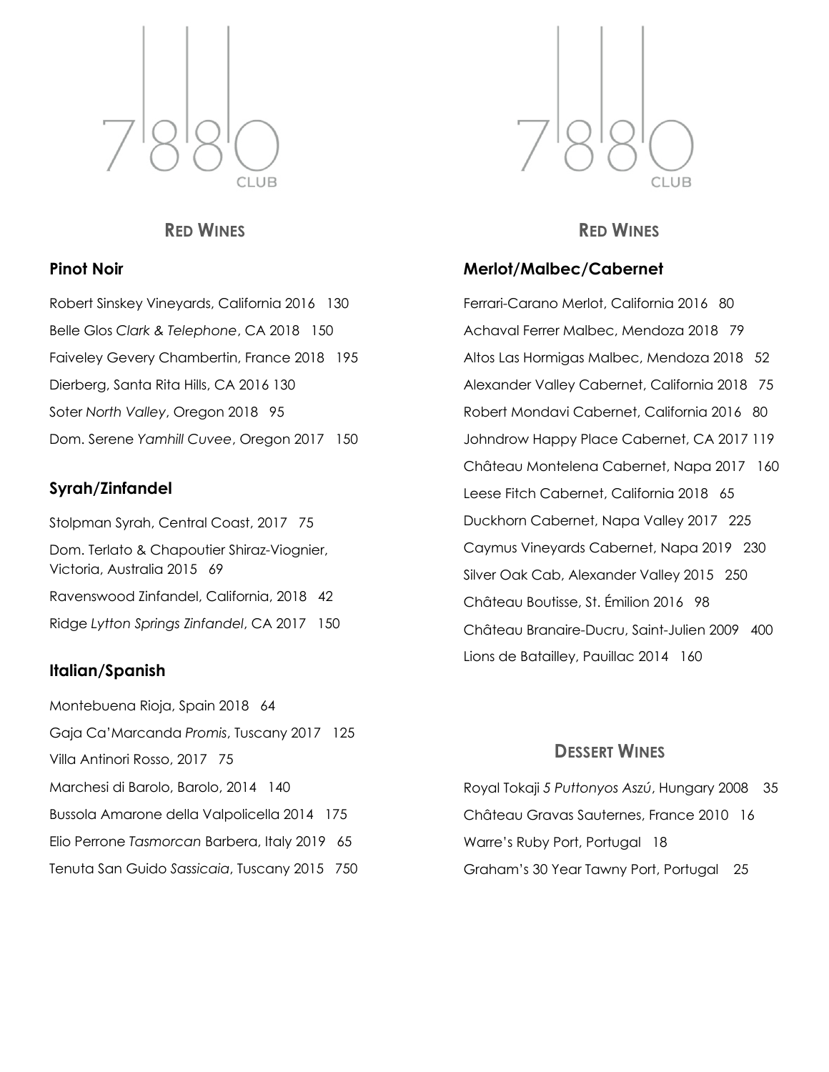# 7|8|8|0 CLUB

## RED WINES

### Pinot Noir

Robert Sinskey Vineyards, California 2016 130

Belle Glos *Clark & Telephone*, CA 2018 150

Faiveley Gevery Chambertin, France 2018 195

Dierberg, Santa Rita Hills, CA 2016 130

Soter *North Valley*, Oregon 2018 95

Dom. Serene *Yamhill Cuvee*, Oregon 2017 150

### Syrah/Zinfandel

Stolpman Syrah, Central Coast, 2017 75

Dom. Terlato & Chapoutier Shiraz-Viognier, Victoria, Australia 2015 69

Ravenswood Zinfandel, California, 2018 42

Ridge *Lytton Springs Zinfandel*, CA 2017 150

### Italian/Spanish

Montebuena Rioja, Spain 2018 64

Gaja Ca'Marcanda *Promis*, Tuscany 2017 125

Villa Antinori Rosso, 2017 75

Marchesi di Barolo, Barolo, 2014 140

Bussola Amarone della Valpolicella 2014 175

Elio Perrone *Tasmorcan* Barbera, Italy 2019 65

Tenuta San Guido *Sassicaia*, Tuscany 2015 750

# 7|8|8|0 CLUB

## RED WINES

### Merlot/Malbec/Cabernet

Ferrari-Carano Merlot, California 2016 80

Achaval Ferrer Malbec, Mendoza 2018 79

Altos Las Hormigas Malbec, Mendoza 2018 52

Alexander Valley Cabernet, California 2018 75

Robert Mondavi Cabernet, California 2016 80

Johndrow Happy Place Cabernet, CA 2017 119

Château Montelena Cabernet, Napa 2017 160

Leese Fitch Cabernet, California 2018 65

Duckhorn Cabernet, Napa Valley 2017 225

Caymus Vineyards Cabernet, Napa 2019 230

Silver Oak Cab, Alexander Valley 2015 250

Château Boutisse, St. Émilion 2016 98

Château Branaire-Ducru, Saint-Julien 2009 400

Lions de Batailley, Pauillac 2014 160

## DESSERT WINES

Royal Tokaji *5 Puttonyos Aszú*, Hungary 2008 35

Château Gravas Sauternes, France 2010 16

Warre's Ruby Port, Portugal 18

Graham's 30 Year Tawny Port, Portugal 25